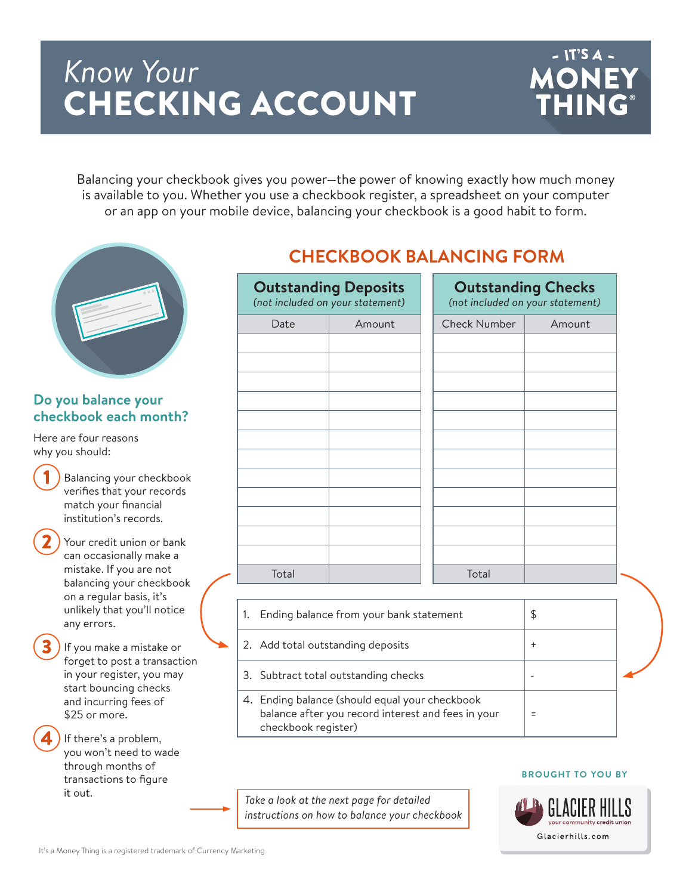*Know Your*
# CHECKING ACCOUNT

- IT'S A -
**MONEY THING®**

Balancing your checkbook gives you power—the power of knowing exactly how much money is available to you. Whether you use a checkbook register, a spreadsheet on your computer or an app on your mobile device, balancing your checkbook is a good habit to form.

## Do you balance your checkbook each month?

Here are four reasons why you should:

1. Balancing your checkbook verifies that your records match your financial institution's records.
2. Your credit union or bank can occasionally make a mistake. If you are not balancing your checkbook on a regular basis, it's unlikely that you'll notice any errors.
3. If you make a mistake or forget to post a transaction in your register, you may start bouncing checks and incurring fees of $25 or more.
4. If there's a problem, you won't need to wade through months of transactions to figure it out.

## CHECKBOOK BALANCING FORM

| Outstanding Deposits *(not included on your statement)* | | Outstanding Checks *(not included on your statement)* | |
|---|---|---|---|
| Date | Amount | Check Number | Amount |
| | | | |
| | | | |
| | | | |
| | | | |
| | | | |
| | | | |
| | | | |
| | | | |
| | | | |
| | | | |
| | | | |
| | | | |
| Total | | Total | |

| | |
|---|---|
| 1. Ending balance from your bank statement | $ |
| 2. Add total outstanding deposits | + |
| 3. Subtract total outstanding checks | - |
| 4. Ending balance (should equal your checkbook balance after you record interest and fees in your checkbook register) | = |

*Take a look at the next page for detailed instructions on how to balance your checkbook*

BROUGHT TO YOU BY

GLACIER HILLS
your community credit union
Glacierhills.com

It's a Money Thing is a registered trademark of Currency Marketing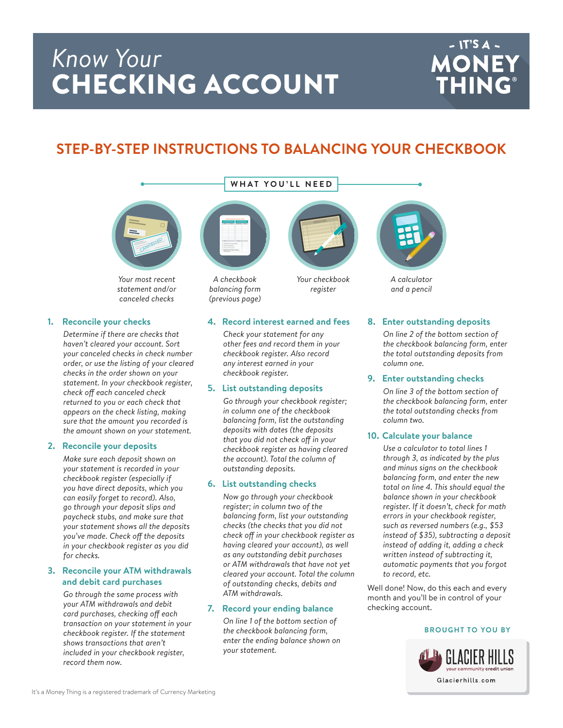# Know Your CHECKING ACCOUNT

- IT'S A -
MONEY THING®

## STEP-BY-STEP INSTRUCTIONS TO BALANCING YOUR CHECKBOOK

### WHAT YOU'LL NEED

*Your most recent statement and/or canceled checks*

*A checkbook balancing form (previous page)*

*Your checkbook register*

*A calculator and a pencil*

### 1. Reconcile your checks

*Determine if there are checks that haven't cleared your account. Sort your canceled checks in check number order, or use the listing of your cleared checks in the order shown on your statement. In your checkbook register, check off each canceled check returned to you or each check that appears on the check listing, making sure that the amount you recorded is the amount shown on your statement.*

### 2. Reconcile your deposits

*Make sure each deposit shown on your statement is recorded in your checkbook register (especially if you have direct deposits, which you can easily forget to record). Also, go through your deposit slips and paycheck stubs, and make sure that your statement shows all the deposits you've made. Check off the deposits in your checkbook register as you did for checks.*

### 3. Reconcile your ATM withdrawals and debit card purchases

*Go through the same process with your ATM withdrawals and debit card purchases, checking off each transaction on your statement in your checkbook register. If the statement shows transactions that aren't included in your checkbook register, record them now.*

### 4. Record interest earned and fees

*Check your statement for any other fees and record them in your checkbook register. Also record any interest earned in your checkbook register.*

### 5. List outstanding deposits

*Go through your checkbook register; in column one of the checkbook balancing form, list the outstanding deposits with dates (the deposits that you did not check off in your checkbook register as having cleared the account). Total the column of outstanding deposits.*

### 6. List outstanding checks

*Now go through your checkbook register; in column two of the balancing form, list your outstanding checks (the checks that you did not check off in your checkbook register as having cleared your account), as well as any outstanding debit purchases or ATM withdrawals that have not yet cleared your account. Total the column of outstanding checks, debits and ATM withdrawals.*

### 7. Record your ending balance

*On line 1 of the bottom section of the checkbook balancing form, enter the ending balance shown on your statement.*

### 8. Enter outstanding deposits

*On line 2 of the bottom section of the checkbook balancing form, enter the total outstanding deposits from column one.*

### 9. Enter outstanding checks

*On line 3 of the bottom section of the checkbook balancing form, enter the total outstanding checks from column two.*

### 10. Calculate your balance

*Use a calculator to total lines 1 through 3, as indicated by the plus and minus signs on the checkbook balancing form, and enter the new total on line 4. This should equal the balance shown in your checkbook register. If it doesn't, check for math errors in your checkbook register, such as reversed numbers (e.g., $53 instead of $35), subtracting a deposit instead of adding it, adding a check written instead of subtracting it, automatic payments that you forgot to record, etc.*

Well done! Now, do this each and every month and you'll be in control of your checking account.

BROUGHT TO YOU BY

GLACIER HILLS
your community credit union
Glacierhills.com

It's a Money Thing is a registered trademark of Currency Marketing